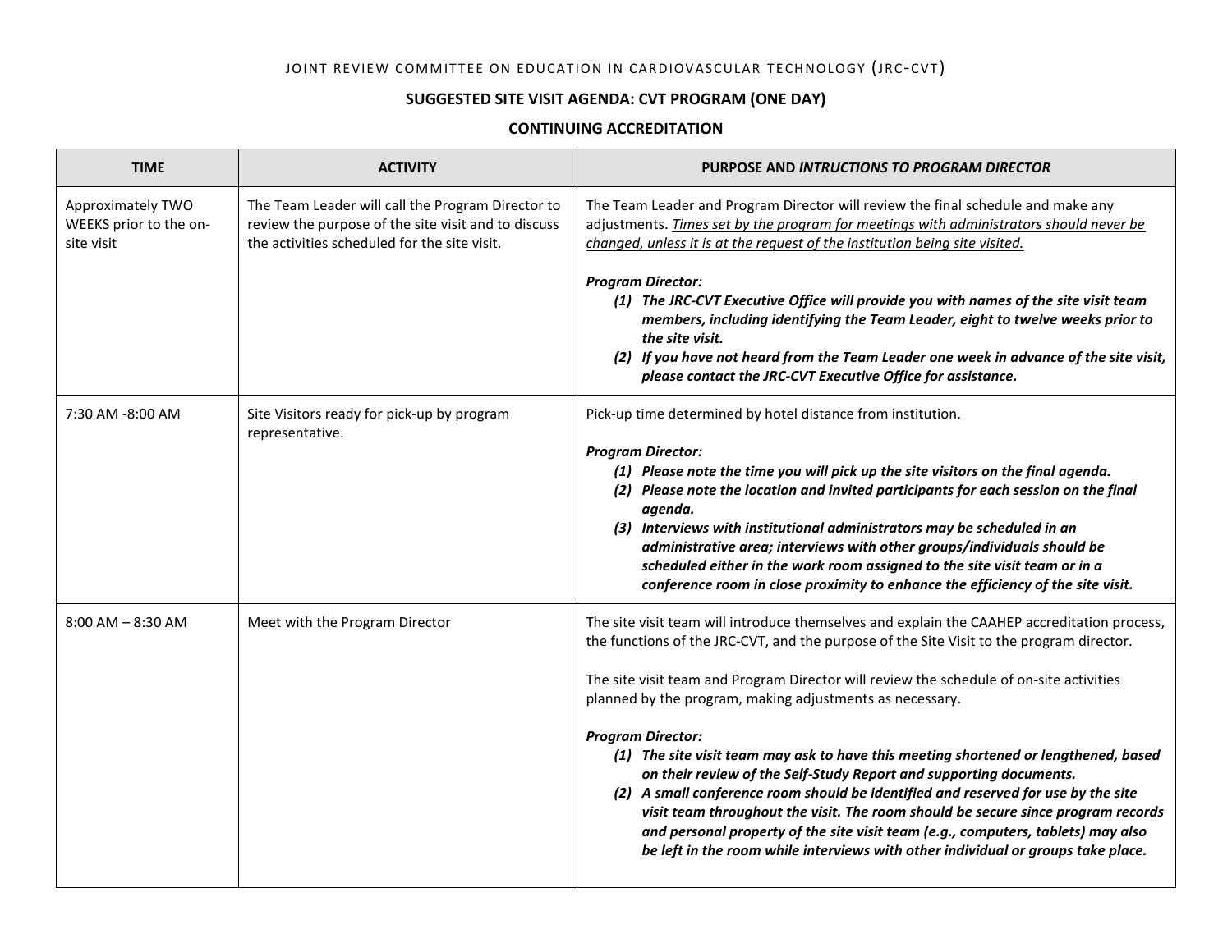JOINT REVIEW COMMITTEE ON EDUCATION IN CARDIOVASCULAR TECHNOLOGY (JRC-CVT)

**SUGGESTED SITE VISIT AGENDA: CVT PROGRAM (ONE DAY)**

**CONTINUING ACCREDITATION**

| TIME | ACTIVITY | PURPOSE AND *INTRUCTIONS TO PROGRAM DIRECTOR* |
|---|---|---|
| Approximately TWO WEEKS prior to the on-site visit | The Team Leader will call the Program Director to review the purpose of the site visit and to discuss the activities scheduled for the site visit. | The Team Leader and Program Director will review the final schedule and make any adjustments. *Times set by the program for meetings with administrators should never be changed, unless it is at the request of the institution being site visited.*<br><br>***Program Director:***<br>***(1) The JRC-CVT Executive Office will provide you with names of the site visit team members, including identifying the Team Leader, eight to twelve weeks prior to the site visit.***<br>***(2) If you have not heard from the Team Leader one week in advance of the site visit, please contact the JRC-CVT Executive Office for assistance.*** |
| 7:30 AM -8:00 AM | Site Visitors ready for pick-up by program representative. | Pick-up time determined by hotel distance from institution.<br><br>***Program Director:***<br>***(1) Please note the time you will pick up the site visitors on the final agenda.***<br>***(2) Please note the location and invited participants for each session on the final agenda.***<br>***(3) Interviews with institutional administrators may be scheduled in an administrative area; interviews with other groups/individuals should be scheduled either in the work room assigned to the site visit team or in a conference room in close proximity to enhance the efficiency of the site visit.*** |
| 8:00 AM – 8:30 AM | Meet with the Program Director | The site visit team will introduce themselves and explain the CAAHEP accreditation process, the functions of the JRC-CVT, and the purpose of the Site Visit to the program director.<br><br>The site visit team and Program Director will review the schedule of on-site activities planned by the program, making adjustments as necessary.<br><br>***Program Director:***<br>***(1) The site visit team may ask to have this meeting shortened or lengthened, based on their review of the Self-Study Report and supporting documents.***<br>***(2) A small conference room should be identified and reserved for use by the site visit team throughout the visit. The room should be secure since program records and personal property of the site visit team (e.g., computers, tablets) may also be left in the room while interviews with other individual or groups take place.*** |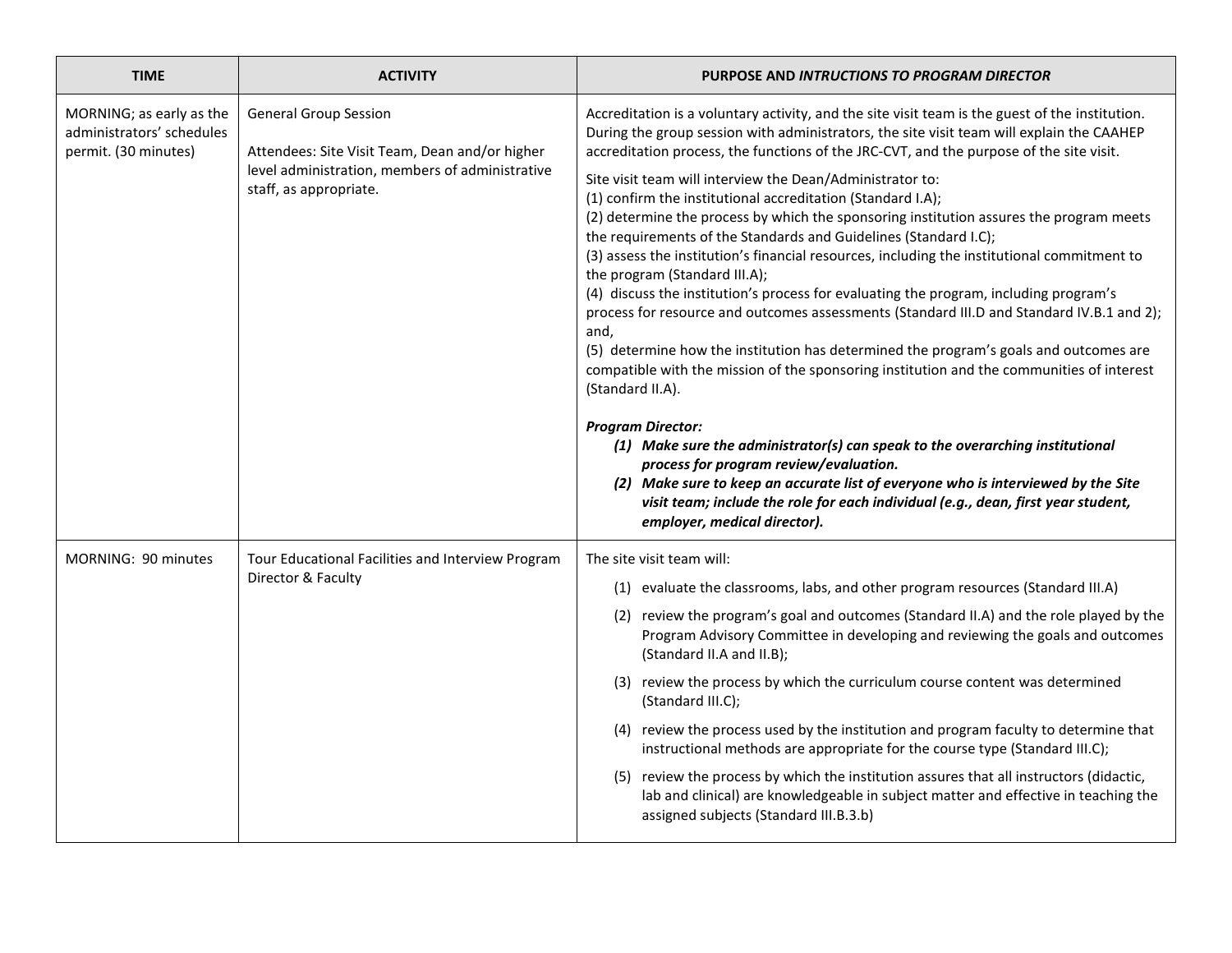| TIME | ACTIVITY | PURPOSE AND *INTRUCTIONS TO PROGRAM DIRECTOR* |
|---|---|---|
| MORNING; as early as the administrators' schedules permit. (30 minutes) | General Group Session<br><br>Attendees: Site Visit Team, Dean and/or higher level administration, members of administrative staff, as appropriate. | Accreditation is a voluntary activity, and the site visit team is the guest of the institution. During the group session with administrators, the site visit team will explain the CAAHEP accreditation process, the functions of the JRC-CVT, and the purpose of the site visit.<br><br>Site visit team will interview the Dean/Administrator to:<br>(1) confirm the institutional accreditation (Standard I.A);<br>(2) determine the process by which the sponsoring institution assures the program meets the requirements of the Standards and Guidelines (Standard I.C);<br>(3) assess the institution's financial resources, including the institutional commitment to the program (Standard III.A);<br>(4) discuss the institution's process for evaluating the program, including program's process for resource and outcomes assessments (Standard III.D and Standard IV.B.1 and 2); and,<br>(5) determine how the institution has determined the program's goals and outcomes are compatible with the mission of the sponsoring institution and the communities of interest (Standard II.A).<br><br>***Program Director:***<br>***(1) Make sure the administrator(s) can speak to the overarching institutional process for program review/evaluation.***<br>***(2) Make sure to keep an accurate list of everyone who is interviewed by the Site visit team; include the role for each individual (e.g., dean, first year student, employer, medical director).*** |
| MORNING: 90 minutes | Tour Educational Facilities and Interview Program Director & Faculty | The site visit team will:<br>(1) evaluate the classrooms, labs, and other program resources (Standard III.A)<br>(2) review the program's goal and outcomes (Standard II.A) and the role played by the Program Advisory Committee in developing and reviewing the goals and outcomes (Standard II.A and II.B);<br>(3) review the process by which the curriculum course content was determined (Standard III.C);<br>(4) review the process used by the institution and program faculty to determine that instructional methods are appropriate for the course type (Standard III.C);<br>(5) review the process by which the institution assures that all instructors (didactic, lab and clinical) are knowledgeable in subject matter and effective in teaching the assigned subjects (Standard III.B.3.b) |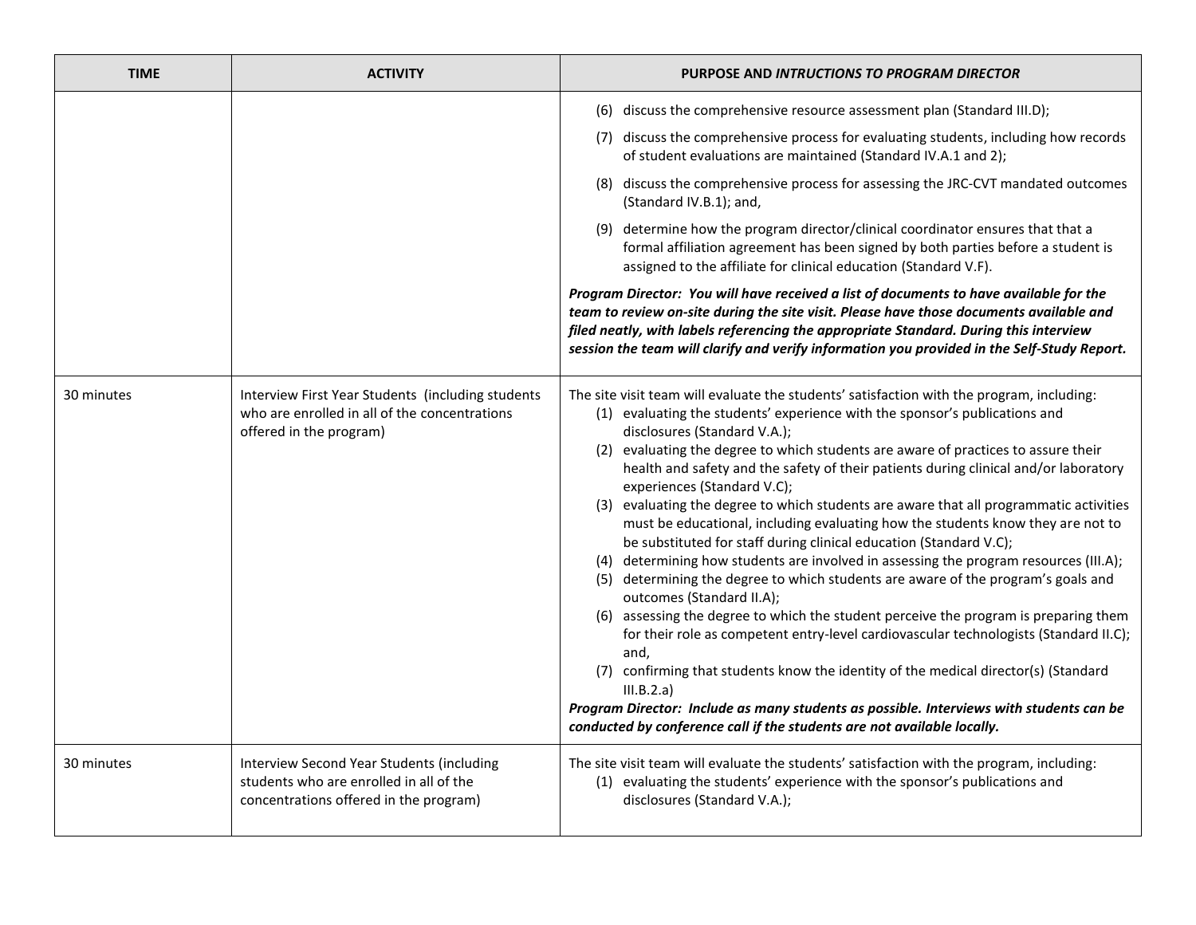| TIME | ACTIVITY | PURPOSE AND *INTRUCTIONS TO PROGRAM DIRECTOR* |
|---|---|---|
| | | (6) discuss the comprehensive resource assessment plan (Standard III.D);<br>(7) discuss the comprehensive process for evaluating students, including how records of student evaluations are maintained (Standard IV.A.1 and 2);<br>(8) discuss the comprehensive process for assessing the JRC-CVT mandated outcomes (Standard IV.B.1); and,<br>(9) determine how the program director/clinical coordinator ensures that that a formal affiliation agreement has been signed by both parties before a student is assigned to the affiliate for clinical education (Standard V.F).<br>***Program Director: You will have received a list of documents to have available for the team to review on-site during the site visit. Please have those documents available and filed neatly, with labels referencing the appropriate Standard. During this interview session the team will clarify and verify information you provided in the Self-Study Report.*** |
| 30 minutes | Interview First Year Students (including students who are enrolled in all of the concentrations offered in the program) | The site visit team will evaluate the students' satisfaction with the program, including:<br>(1) evaluating the students' experience with the sponsor's publications and disclosures (Standard V.A.);<br>(2) evaluating the degree to which students are aware of practices to assure their health and safety and the safety of their patients during clinical and/or laboratory experiences (Standard V.C);<br>(3) evaluating the degree to which students are aware that all programmatic activities must be educational, including evaluating how the students know they are not to be substituted for staff during clinical education (Standard V.C);<br>(4) determining how students are involved in assessing the program resources (III.A);<br>(5) determining the degree to which students are aware of the program's goals and outcomes (Standard II.A);<br>(6) assessing the degree to which the student perceive the program is preparing them for their role as competent entry-level cardiovascular technologists (Standard II.C); and,<br>(7) confirming that students know the identity of the medical director(s) (Standard III.B.2.a)<br>***Program Director: Include as many students as possible. Interviews with students can be conducted by conference call if the students are not available locally.*** |
| 30 minutes | Interview Second Year Students (including students who are enrolled in all of the concentrations offered in the program) | The site visit team will evaluate the students' satisfaction with the program, including:<br>(1) evaluating the students' experience with the sponsor's publications and disclosures (Standard V.A.); |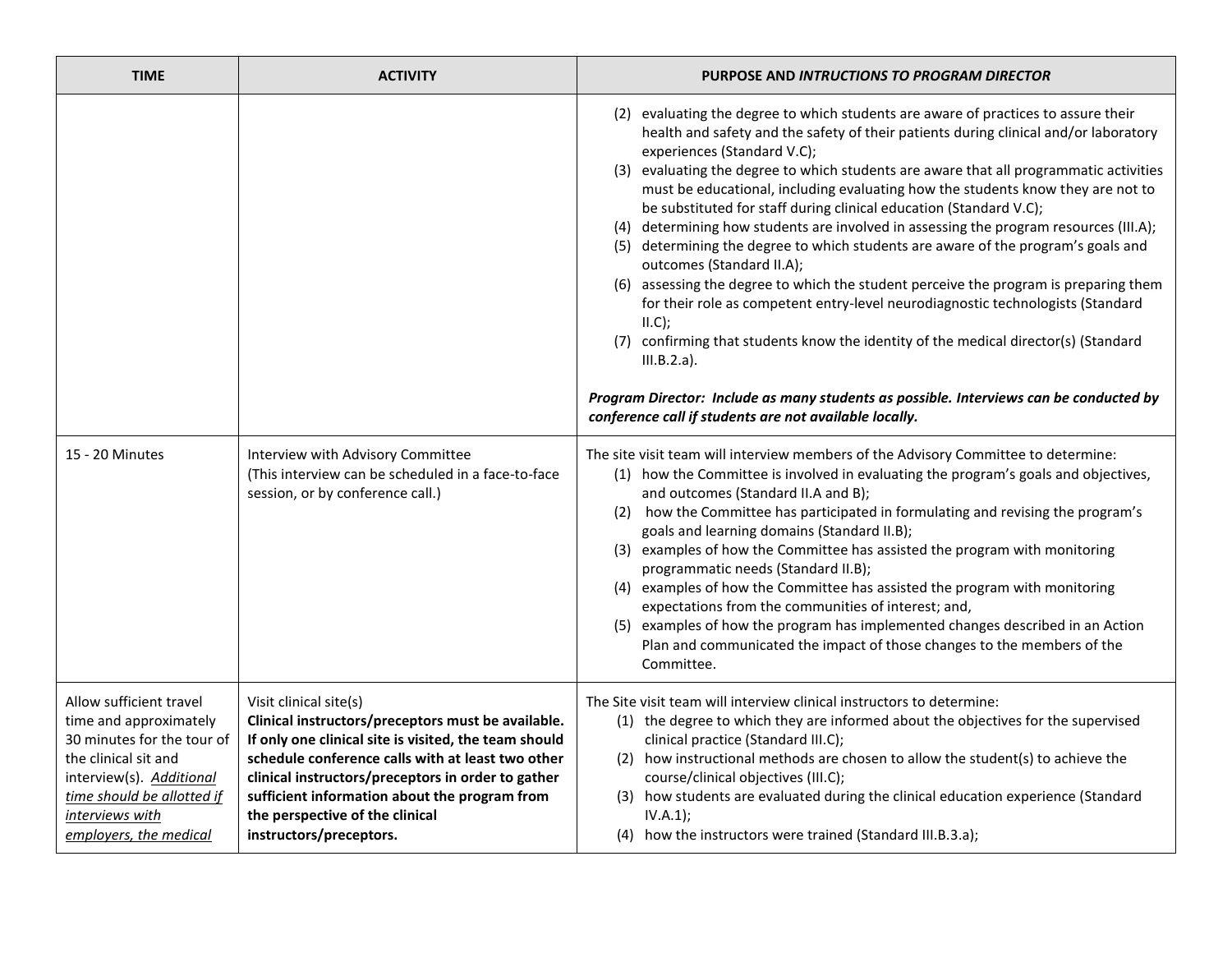| TIME | ACTIVITY | PURPOSE AND *INTRUCTIONS TO PROGRAM DIRECTOR* |
|---|---|---|
| | | (2) evaluating the degree to which students are aware of practices to assure their health and safety and the safety of their patients during clinical and/or laboratory experiences (Standard V.C);<br>(3) evaluating the degree to which students are aware that all programmatic activities must be educational, including evaluating how the students know they are not to be substituted for staff during clinical education (Standard V.C);<br>(4) determining how students are involved in assessing the program resources (III.A);<br>(5) determining the degree to which students are aware of the program's goals and outcomes (Standard II.A);<br>(6) assessing the degree to which the student perceive the program is preparing them for their role as competent entry-level neurodiagnostic technologists (Standard II.C);<br>(7) confirming that students know the identity of the medical director(s) (Standard III.B.2.a).<br><br>***Program Director: Include as many students as possible. Interviews can be conducted by conference call if students are not available locally.*** |
| 15 - 20 Minutes | Interview with Advisory Committee (This interview can be scheduled in a face-to-face session, or by conference call.) | The site visit team will interview members of the Advisory Committee to determine:<br>(1) how the Committee is involved in evaluating the program's goals and objectives, and outcomes (Standard II.A and B);<br>(2) how the Committee has participated in formulating and revising the program's goals and learning domains (Standard II.B);<br>(3) examples of how the Committee has assisted the program with monitoring programmatic needs (Standard II.B);<br>(4) examples of how the Committee has assisted the program with monitoring expectations from the communities of interest; and,<br>(5) examples of how the program has implemented changes described in an Action Plan and communicated the impact of those changes to the members of the Committee. |
| Allow sufficient travel time and approximately 30 minutes for the tour of the clinical sit and interview(s). *<u>Additional time should be allotted if interviews with employers, the medical</u>* | Visit clinical site(s)<br>**Clinical instructors/preceptors must be available. If only one clinical site is visited, the team should schedule conference calls with at least two other clinical instructors/preceptors in order to gather sufficient information about the program from the perspective of the clinical instructors/preceptors.** | The Site visit team will interview clinical instructors to determine:<br>(1) the degree to which they are informed about the objectives for the supervised clinical practice (Standard III.C);<br>(2) how instructional methods are chosen to allow the student(s) to achieve the course/clinical objectives (III.C);<br>(3) how students are evaluated during the clinical education experience (Standard IV.A.1);<br>(4) how the instructors were trained (Standard III.B.3.a); |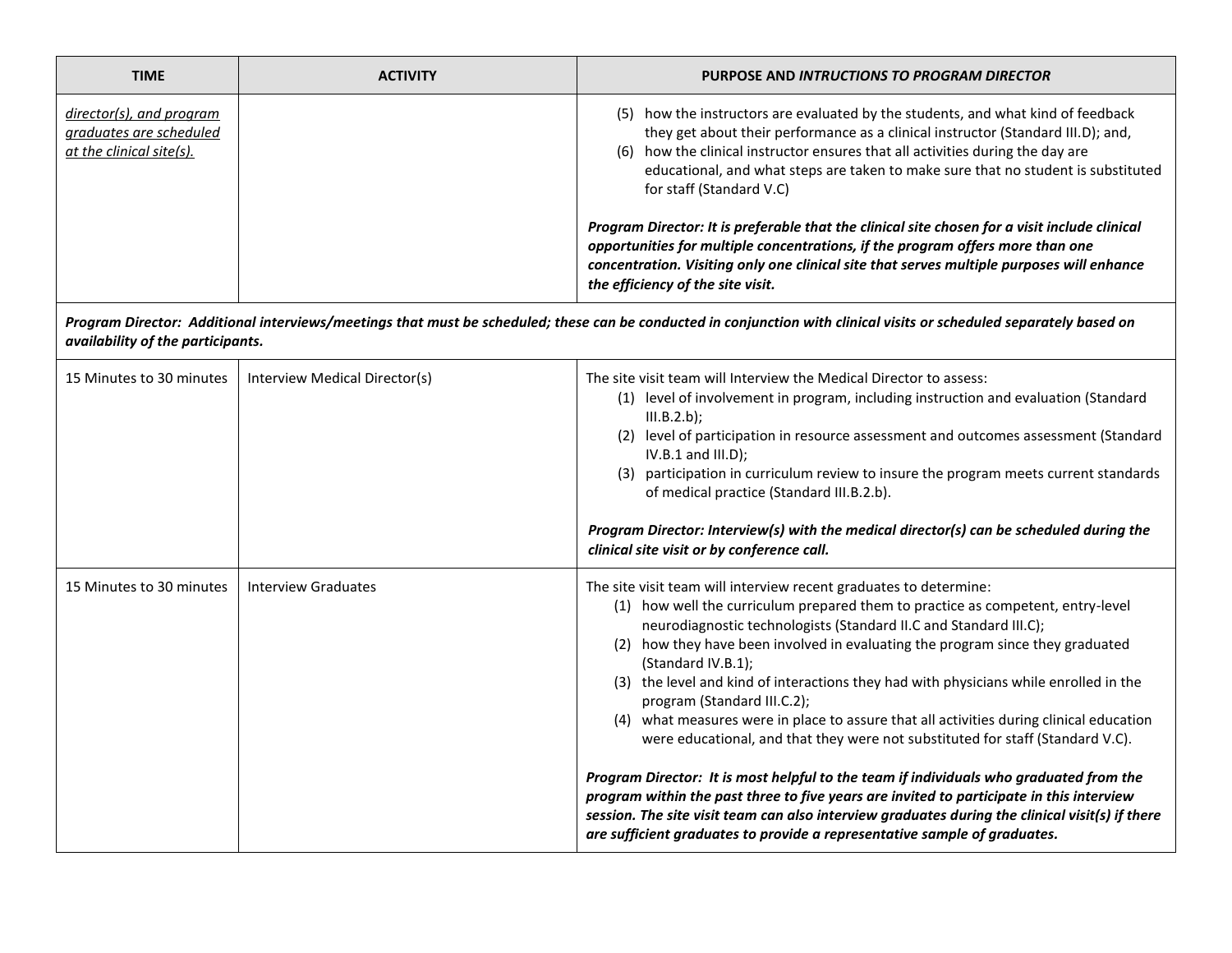| TIME | ACTIVITY | PURPOSE AND *INTRUCTIONS TO PROGRAM DIRECTOR* |
|---|---|---|
| *director(s), and program graduates are scheduled at the clinical site(s).* | | (5) how the instructors are evaluated by the students, and what kind of feedback they get about their performance as a clinical instructor (Standard III.D); and,<br>(6) how the clinical instructor ensures that all activities during the day are educational, and what steps are taken to make sure that no student is substituted for staff (Standard V.C)<br><br>***Program Director: It is preferable that the clinical site chosen for a visit include clinical opportunities for multiple concentrations, if the program offers more than one concentration. Visiting only one clinical site that serves multiple purposes will enhance the efficiency of the site visit.*** |
| ***Program Director: Additional interviews/meetings that must be scheduled; these can be conducted in conjunction with clinical visits or scheduled separately based on availability of the participants.*** | | |
| 15 Minutes to 30 minutes | Interview Medical Director(s) | The site visit team will Interview the Medical Director to assess:<br>(1) level of involvement in program, including instruction and evaluation (Standard III.B.2.b);<br>(2) level of participation in resource assessment and outcomes assessment (Standard IV.B.1 and III.D);<br>(3) participation in curriculum review to insure the program meets current standards of medical practice (Standard III.B.2.b).<br><br>***Program Director: Interview(s) with the medical director(s) can be scheduled during the clinical site visit or by conference call.*** |
| 15 Minutes to 30 minutes | Interview Graduates | The site visit team will interview recent graduates to determine:<br>(1) how well the curriculum prepared them to practice as competent, entry-level neurodiagnostic technologists (Standard II.C and Standard III.C);<br>(2) how they have been involved in evaluating the program since they graduated (Standard IV.B.1);<br>(3) the level and kind of interactions they had with physicians while enrolled in the program (Standard III.C.2);<br>(4) what measures were in place to assure that all activities during clinical education were educational, and that they were not substituted for staff (Standard V.C).<br><br>***Program Director: It is most helpful to the team if individuals who graduated from the program within the past three to five years are invited to participate in this interview session. The site visit team can also interview graduates during the clinical visit(s) if there are sufficient graduates to provide a representative sample of graduates.*** |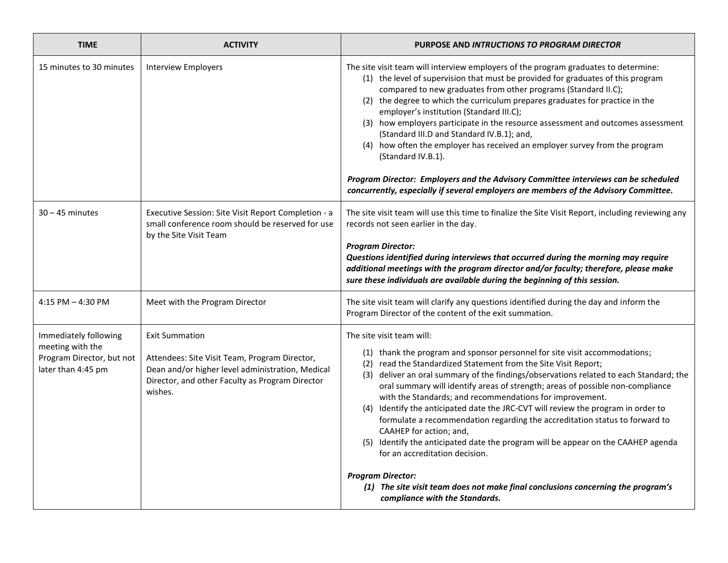| TIME | ACTIVITY | PURPOSE AND *INTRUCTIONS TO PROGRAM DIRECTOR* |
|---|---|---|
| 15 minutes to 30 minutes | Interview Employers | The site visit team will interview employers of the program graduates to determine:<br>(1) the level of supervision that must be provided for graduates of this program compared to new graduates from other programs (Standard II.C);<br>(2) the degree to which the curriculum prepares graduates for practice in the employer's institution (Standard III.C);<br>(3) how employers participate in the resource assessment and outcomes assessment (Standard III.D and Standard IV.B.1); and,<br>(4) how often the employer has received an employer survey from the program (Standard IV.B.1).<br><br>***Program Director: Employers and the Advisory Committee interviews can be scheduled concurrently, especially if several employers are members of the Advisory Committee.*** |
| 30 – 45 minutes | Executive Session: Site Visit Report Completion - a small conference room should be reserved for use by the Site Visit Team | The site visit team will use this time to finalize the Site Visit Report, including reviewing any records not seen earlier in the day.<br><br>***Program Director:***<br>***Questions identified during interviews that occurred during the morning may require additional meetings with the program director and/or faculty; therefore, please make sure these individuals are available during the beginning of this session.*** |
| 4:15 PM – 4:30 PM | Meet with the Program Director | The site visit team will clarify any questions identified during the day and inform the Program Director of the content of the exit summation. |
| Immediately following meeting with the Program Director, but not later than 4:45 pm | Exit Summation<br><br>Attendees: Site Visit Team, Program Director, Dean and/or higher level administration, Medical Director, and other Faculty as Program Director wishes. | The site visit team will:<br>(1) thank the program and sponsor personnel for site visit accommodations;<br>(2) read the Standardized Statement from the Site Visit Report;<br>(3) deliver an oral summary of the findings/observations related to each Standard; the oral summary will identify areas of strength; areas of possible non-compliance with the Standards; and recommendations for improvement.<br>(4) Identify the anticipated date the JRC-CVT will review the program in order to formulate a recommendation regarding the accreditation status to forward to CAAHEP for action; and,<br>(5) Identify the anticipated date the program will be appear on the CAAHEP agenda for an accreditation decision.<br><br>***Program Director:***<br>***(1) The site visit team does not make final conclusions concerning the program's compliance with the Standards.*** |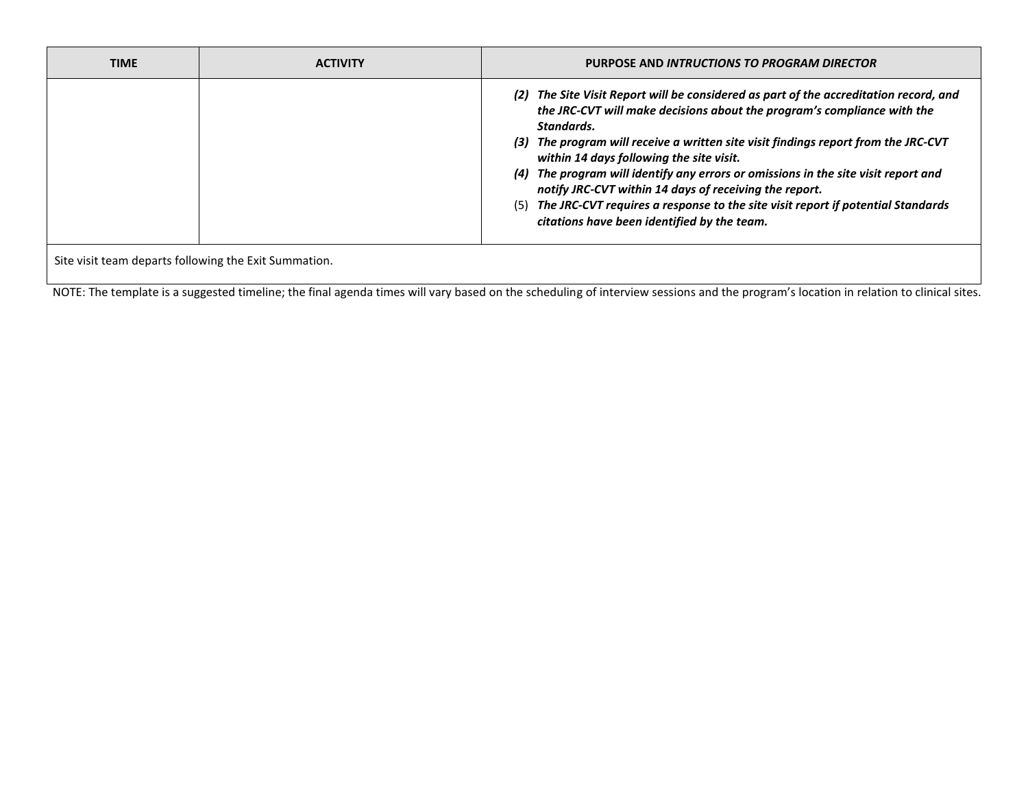| TIME | ACTIVITY | PURPOSE AND *INTRUCTIONS TO PROGRAM DIRECTOR* |
|---|---|---|
| | | ***(2) The Site Visit Report will be considered as part of the accreditation record, and the JRC-CVT will make decisions about the program's compliance with the Standards.*** <br> ***(3) The program will receive a written site visit findings report from the JRC-CVT within 14 days following the site visit.*** <br> ***(4) The program will identify any errors or omissions in the site visit report and notify JRC-CVT within 14 days of receiving the report.*** <br> (5) ***The JRC-CVT requires a response to the site visit report if potential Standards citations have been identified by the team.*** |
| Site visit team departs following the Exit Summation. | | |

NOTE: The template is a suggested timeline; the final agenda times will vary based on the scheduling of interview sessions and the program's location in relation to clinical sites.